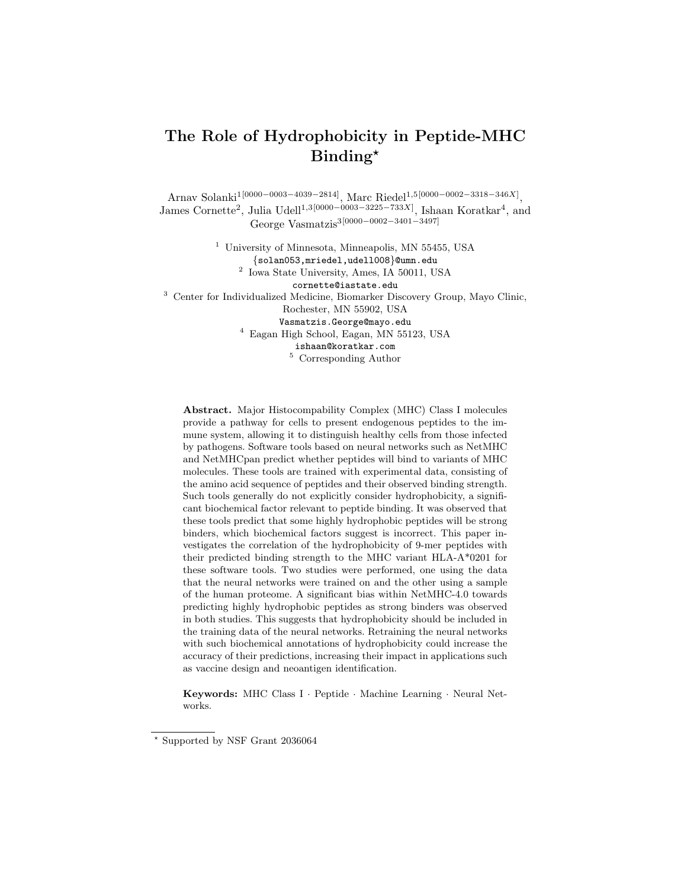# The Role of Hydrophobicity in Peptide-MHC Binding*

Arnav Solanki[1[0000−0003−4039−2814]], Marc Riedel[1,5[0000−0002−3318−346X]], James Cornette[2], Julia Udell[1,3[0000−0003−3225−733X]], Ishaan Koratkar[4], and George Vasmatzis[3[0000−0002−3401−3497]]

[1] University of Minnesota, Minneapolis, MN 55455, USA
{solan053,mriedel,udell008}@umn.edu

[2] Iowa State University, Ames, IA 50011, USA
cornette@iastate.edu

[3] Center for Individualized Medicine, Biomarker Discovery Group, Mayo Clinic, Rochester, MN 55902, USA
Vasmatzis.George@mayo.edu

[4] Eagan High School, Eagan, MN 55123, USA
ishaan@koratkar.com

[5] Corresponding Author

**Abstract.** Major Histocompability Complex (MHC) Class I molecules provide a pathway for cells to present endogenous peptides to the immune system, allowing it to distinguish healthy cells from those infected by pathogens. Software tools based on neural networks such as NetMHC and NetMHCpan predict whether peptides will bind to variants of MHC molecules. These tools are trained with experimental data, consisting of the amino acid sequence of peptides and their observed binding strength. Such tools generally do not explicitly consider hydrophobicity, a significant biochemical factor relevant to peptide binding. It was observed that these tools predict that some highly hydrophobic peptides will be strong binders, which biochemical factors suggest is incorrect. This paper investigates the correlation of the hydrophobicity of 9-mer peptides with their predicted binding strength to the MHC variant HLA-A*0201 for these software tools. Two studies were performed, one using the data that the neural networks were trained on and the other using a sample of the human proteome. A significant bias within NetMHC-4.0 towards predicting highly hydrophobic peptides as strong binders was observed in both studies. This suggests that hydrophobicity should be included in the training data of the neural networks. Retraining the neural networks with such biochemical annotations of hydrophobicity could increase the accuracy of their predictions, increasing their impact in applications such as vaccine design and neoantigen identification.

**Keywords:** MHC Class I · Peptide · Machine Learning · Neural Networks.

* Supported by NSF Grant 2036064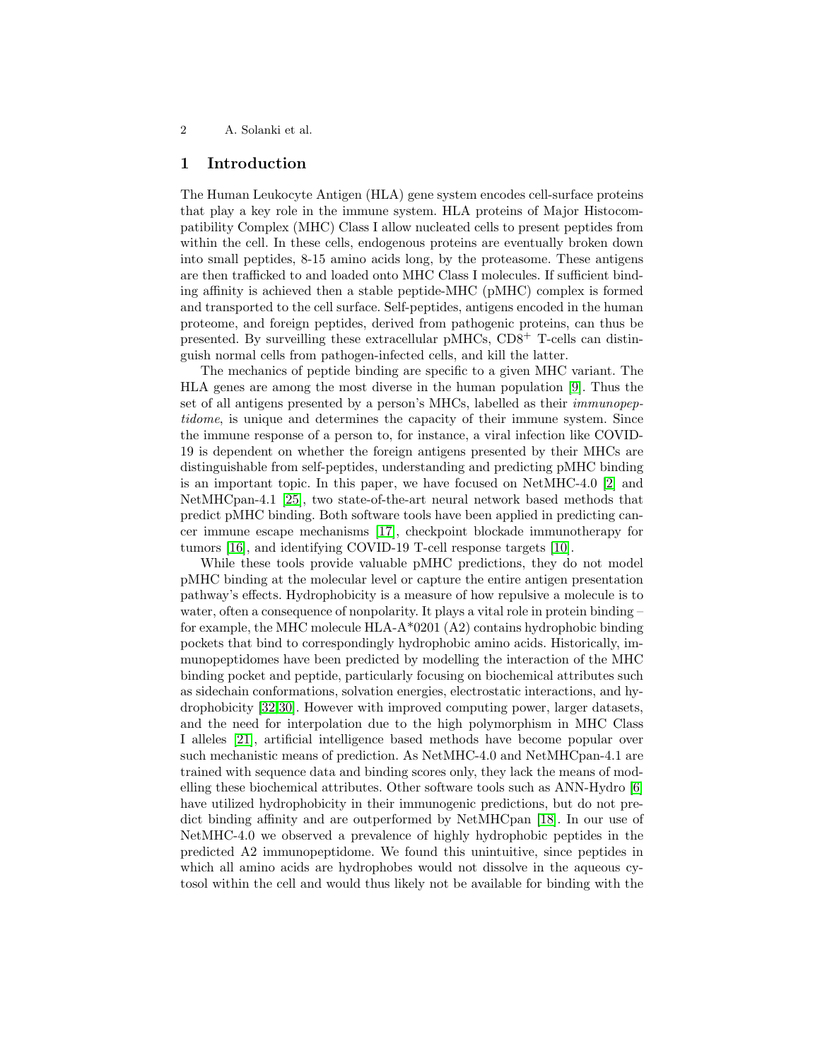## 1 Introduction

The Human Leukocyte Antigen (HLA) gene system encodes cell-surface proteins that play a key role in the immune system. HLA proteins of Major Histocompatibility Complex (MHC) Class I allow nucleated cells to present peptides from within the cell. In these cells, endogenous proteins are eventually broken down into small peptides, 8-15 amino acids long, by the proteasome. These antigens are then trafficked to and loaded onto MHC Class I molecules. If sufficient binding affinity is achieved then a stable peptide-MHC (pMHC) complex is formed and transported to the cell surface. Self-peptides, antigens encoded in the human proteome, and foreign peptides, derived from pathogenic proteins, can thus be presented. By surveilling these extracellular pMHCs, $CD8^{+}$ T-cells can distinguish normal cells from pathogen-infected cells, and kill the latter.

The mechanics of peptide binding are specific to a given MHC variant. The HLA genes are among the most diverse in the human population [9]. Thus the set of all antigens presented by a person's MHCs, labelled as their *immunopeptidome*, is unique and determines the capacity of their immune system. Since the immune response of a person to, for instance, a viral infection like COVID-19 is dependent on whether the foreign antigens presented by their MHCs are distinguishable from self-peptides, understanding and predicting pMHC binding is an important topic. In this paper, we have focused on NetMHC-4.0 [2] and NetMHCpan-4.1 [25], two state-of-the-art neural network based methods that predict pMHC binding. Both software tools have been applied in predicting cancer immune escape mechanisms [17], checkpoint blockade immunotherapy for tumors [16], and identifying COVID-19 T-cell response targets [10].

While these tools provide valuable pMHC predictions, they do not model pMHC binding at the molecular level or capture the entire antigen presentation pathway's effects. Hydrophobicity is a measure of how repulsive a molecule is to water, often a consequence of nonpolarity. It plays a vital role in protein binding – for example, the MHC molecule HLA-A*0201 (A2) contains hydrophobic binding pockets that bind to correspondingly hydrophobic amino acids. Historically, immunopeptidomes have been predicted by modelling the interaction of the MHC binding pocket and peptide, particularly focusing on biochemical attributes such as sidechain conformations, solvation energies, electrostatic interactions, and hydrophobicity [32,30]. However with improved computing power, larger datasets, and the need for interpolation due to the high polymorphism in MHC Class I alleles [21], artificial intelligence based methods have become popular over such mechanistic means of prediction. As NetMHC-4.0 and NetMHCpan-4.1 are trained with sequence data and binding scores only, they lack the means of modelling these biochemical attributes. Other software tools such as ANN-Hydro [6] have utilized hydrophobicity in their immunogenic predictions, but do not predict binding affinity and are outperformed by NetMHCpan [18]. In our use of NetMHC-4.0 we observed a prevalence of highly hydrophobic peptides in the predicted A2 immunopeptidome. We found this unintuitive, since peptides in which all amino acids are hydrophobes would not dissolve in the aqueous cytosol within the cell and would thus likely not be available for binding with the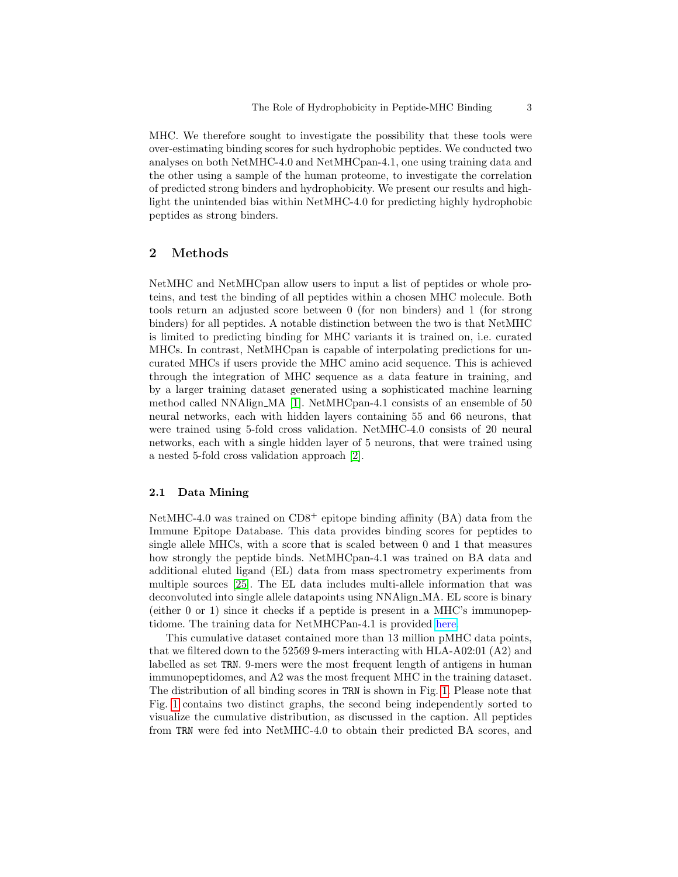MHC. We therefore sought to investigate the possibility that these tools were over-estimating binding scores for such hydrophobic peptides. We conducted two analyses on both NetMHC-4.0 and NetMHCpan-4.1, one using training data and the other using a sample of the human proteome, to investigate the correlation of predicted strong binders and hydrophobicity. We present our results and highlight the unintended bias within NetMHC-4.0 for predicting highly hydrophobic peptides as strong binders.

## 2 Methods

NetMHC and NetMHCpan allow users to input a list of peptides or whole proteins, and test the binding of all peptides within a chosen MHC molecule. Both tools return an adjusted score between 0 (for non binders) and 1 (for strong binders) for all peptides. A notable distinction between the two is that NetMHC is limited to predicting binding for MHC variants it is trained on, i.e. curated MHCs. In contrast, NetMHCpan is capable of interpolating predictions for uncurated MHCs if users provide the MHC amino acid sequence. This is achieved through the integration of MHC sequence as a data feature in training, and by a larger training dataset generated using a sophisticated machine learning method called NNAlign_MA [1]. NetMHCpan-4.1 consists of an ensemble of 50 neural networks, each with hidden layers containing 55 and 66 neurons, that were trained using 5-fold cross validation. NetMHC-4.0 consists of 20 neural networks, each with a single hidden layer of 5 neurons, that were trained using a nested 5-fold cross validation approach [2].

### 2.1 Data Mining

NetMHC-4.0 was trained on $CD8^{+}$ epitope binding affinity (BA) data from the Immune Epitope Database. This data provides binding scores for peptides to single allele MHCs, with a score that is scaled between 0 and 1 that measures how strongly the peptide binds. NetMHCpan-4.1 was trained on BA data and additional eluted ligand (EL) data from mass spectrometry experiments from multiple sources [25]. The EL data includes multi-allele information that was deconvoluted into single allele datapoints using NNAlign_MA. EL score is binary (either 0 or 1) since it checks if a peptide is present in a MHC's immunopeptidome. The training data for NetMHCPan-4.1 is provided here.

This cumulative dataset contained more than 13 million pMHC data points, that we filtered down to the 52569 9-mers interacting with HLA-A02:01 (A2) and labelled as set `TRN`. 9-mers were the most frequent length of antigens in human immunopeptidomes, and A2 was the most frequent MHC in the training dataset. The distribution of all binding scores in `TRN` is shown in Fig. 1. Please note that Fig. 1 contains two distinct graphs, the second being independently sorted to visualize the cumulative distribution, as discussed in the caption. All peptides from `TRN` were fed into NetMHC-4.0 to obtain their predicted BA scores, and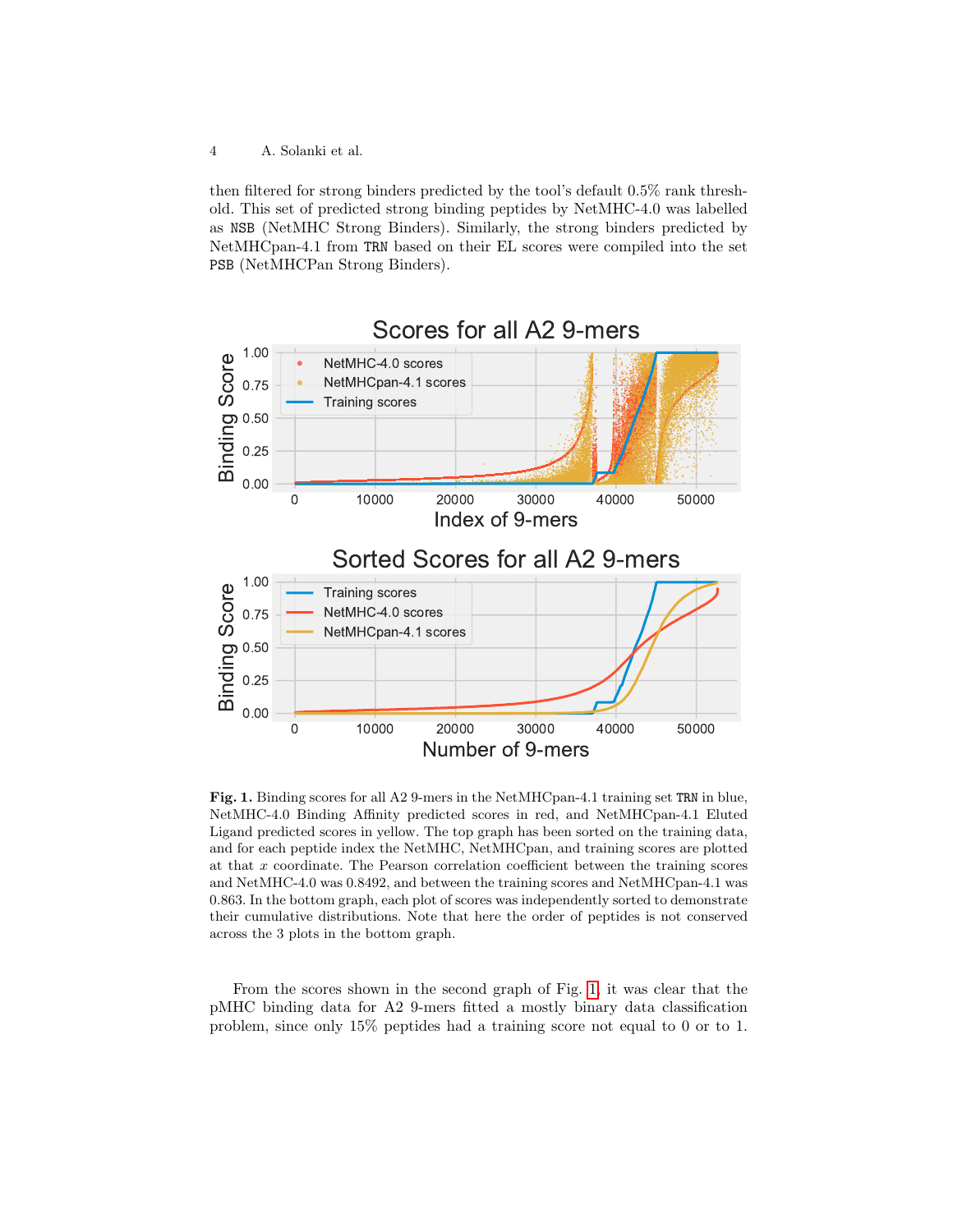then filtered for strong binders predicted by the tool's default 0.5% rank threshold. This set of predicted strong binding peptides by NetMHC-4.0 was labelled as NSB (NetMHC Strong Binders). Similarly, the strong binders predicted by NetMHCpan-4.1 from TRN based on their EL scores were compiled into the set PSB (NetMHCPan Strong Binders).

**Fig. 1.** Binding scores for all A2 9-mers in the NetMHCpan-4.1 training set TRN in blue, NetMHC-4.0 Binding Affinity predicted scores in red, and NetMHCpan-4.1 Eluted Ligand predicted scores in yellow. The top graph has been sorted on the training data, and for each peptide index the NetMHC, NetMHCpan, and training scores are plotted at that $x$ coordinate. The Pearson correlation coefficient between the training scores and NetMHC-4.0 was 0.8492, and between the training scores and NetMHCpan-4.1 was 0.863. In the bottom graph, each plot of scores was independently sorted to demonstrate their cumulative distributions. Note that here the order of peptides is not conserved across the 3 plots in the bottom graph.

From the scores shown in the second graph of Fig. 1, it was clear that the pMHC binding data for A2 9-mers fitted a mostly binary data classification problem, since only 15% peptides had a training score not equal to 0 or to 1.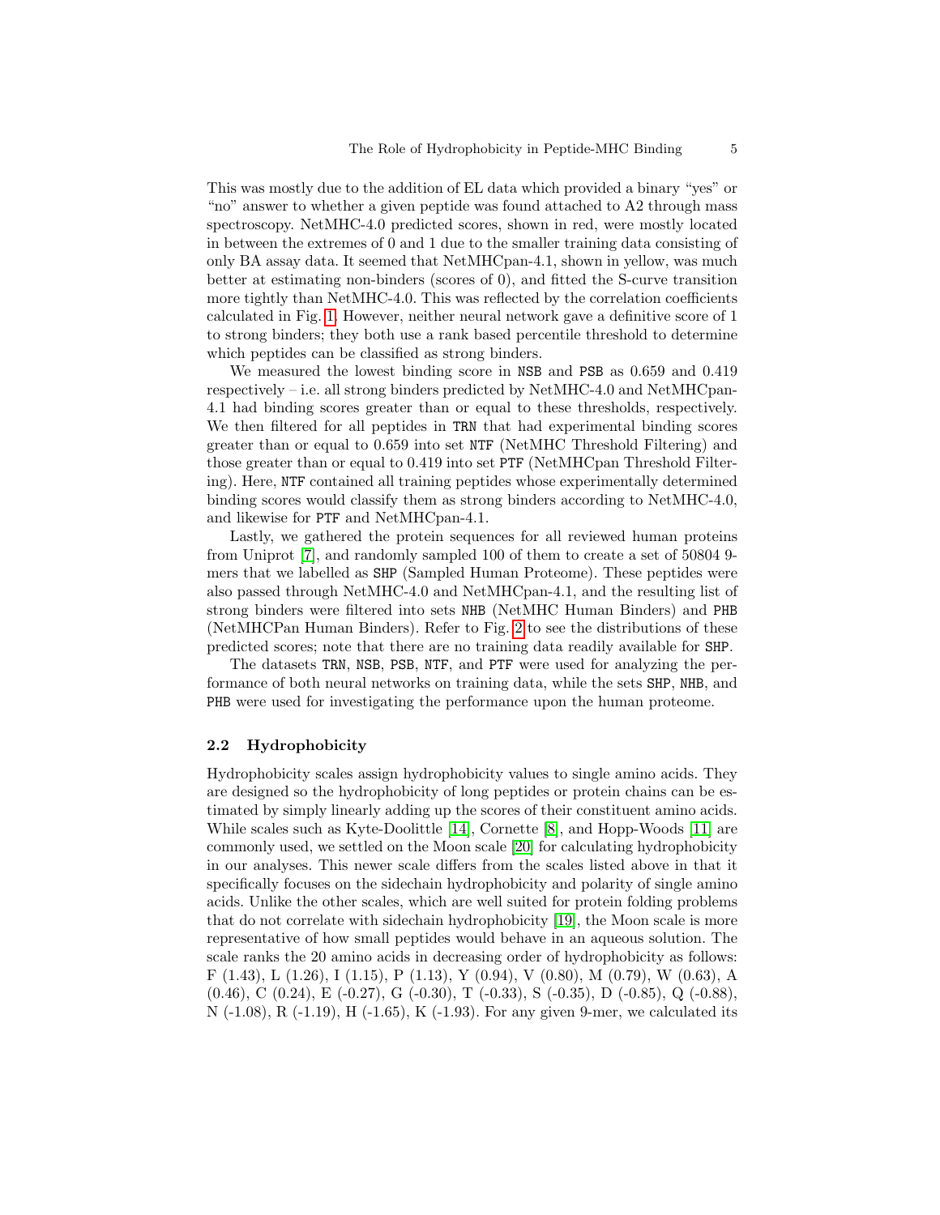This was mostly due to the addition of EL data which provided a binary "yes" or "no" answer to whether a given peptide was found attached to A2 through mass spectroscopy. NetMHC-4.0 predicted scores, shown in red, were mostly located in between the extremes of 0 and 1 due to the smaller training data consisting of only BA assay data. It seemed that NetMHCpan-4.1, shown in yellow, was much better at estimating non-binders (scores of 0), and fitted the S-curve transition more tightly than NetMHC-4.0. This was reflected by the correlation coefficients calculated in Fig. 1. However, neither neural network gave a definitive score of 1 to strong binders; they both use a rank based percentile threshold to determine which peptides can be classified as strong binders.

We measured the lowest binding score in NSB and PSB as 0.659 and 0.419 respectively – i.e. all strong binders predicted by NetMHC-4.0 and NetMHCpan-4.1 had binding scores greater than or equal to these thresholds, respectively. We then filtered for all peptides in TRN that had experimental binding scores greater than or equal to 0.659 into set NTF (NetMHC Threshold Filtering) and those greater than or equal to 0.419 into set PTF (NetMHCpan Threshold Filtering). Here, NTF contained all training peptides whose experimentally determined binding scores would classify them as strong binders according to NetMHC-4.0, and likewise for PTF and NetMHCpan-4.1.

Lastly, we gathered the protein sequences for all reviewed human proteins from Uniprot [7], and randomly sampled 100 of them to create a set of 50804 9-mers that we labelled as SHP (Sampled Human Proteome). These peptides were also passed through NetMHC-4.0 and NetMHCpan-4.1, and the resulting list of strong binders were filtered into sets NHB (NetMHC Human Binders) and PHB (NetMHCPan Human Binders). Refer to Fig. 2 to see the distributions of these predicted scores; note that there are no training data readily available for SHP.

The datasets TRN, NSB, PSB, NTF, and PTF were used for analyzing the performance of both neural networks on training data, while the sets SHP, NHB, and PHB were used for investigating the performance upon the human proteome.

### 2.2 Hydrophobicity

Hydrophobicity scales assign hydrophobicity values to single amino acids. They are designed so the hydrophobicity of long peptides or protein chains can be estimated by simply linearly adding up the scores of their constituent amino acids. While scales such as Kyte-Doolittle [14], Cornette [8], and Hopp-Woods [11] are commonly used, we settled on the Moon scale [20] for calculating hydrophobicity in our analyses. This newer scale differs from the scales listed above in that it specifically focuses on the sidechain hydrophobicity and polarity of single amino acids. Unlike the other scales, which are well suited for protein folding problems that do not correlate with sidechain hydrophobicity [19], the Moon scale is more representative of how small peptides would behave in an aqueous solution. The scale ranks the 20 amino acids in decreasing order of hydrophobicity as follows: F (1.43), L (1.26), I (1.15), P (1.13), Y (0.94), V (0.80), M (0.79), W (0.63), A (0.46), C (0.24), E (-0.27), G (-0.30), T (-0.33), S (-0.35), D (-0.85), Q (-0.88), N (-1.08), R (-1.19), H (-1.65), K (-1.93). For any given 9-mer, we calculated its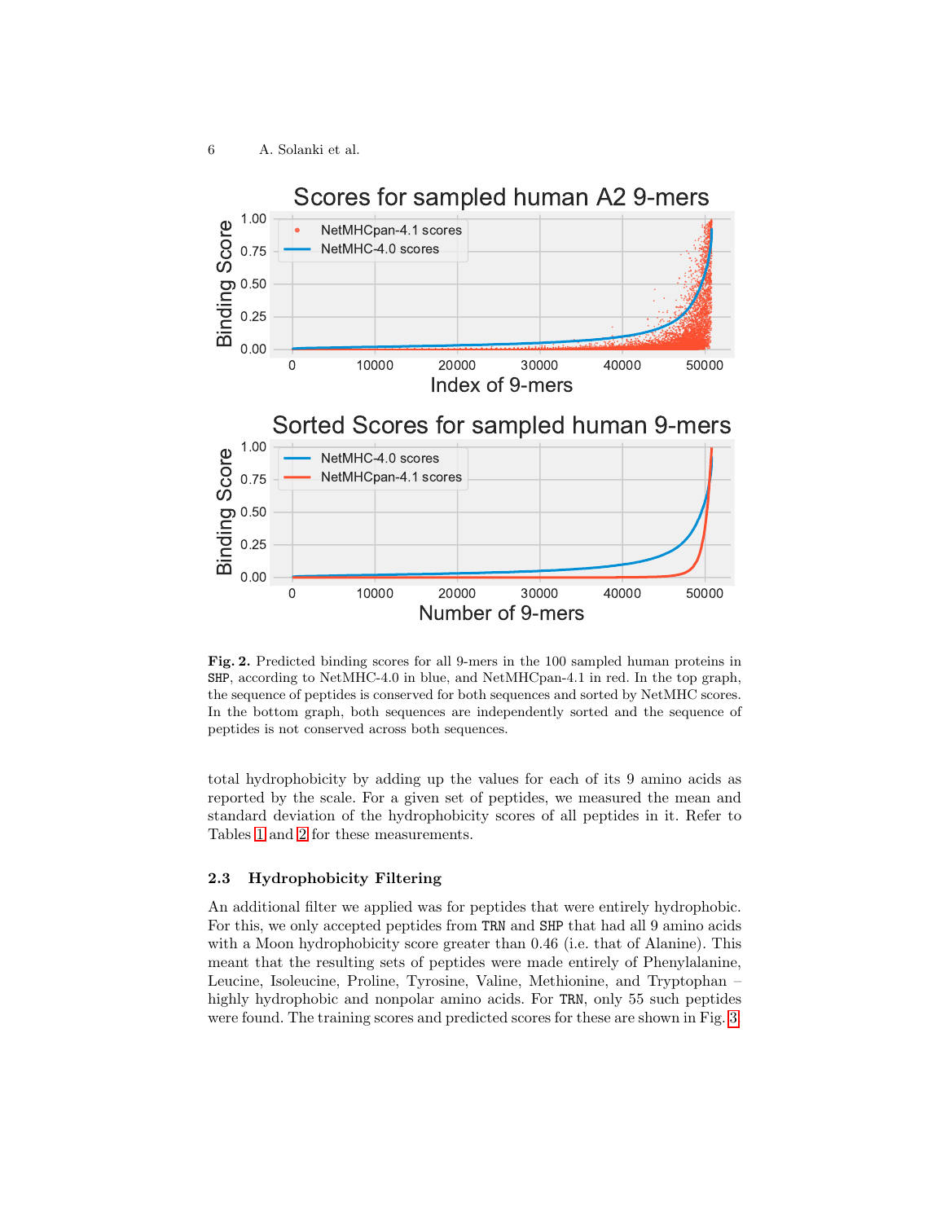**Fig. 2.** Predicted binding scores for all 9-mers in the 100 sampled human proteins in SHP, according to NetMHC-4.0 in blue, and NetMHCpan-4.1 in red. In the top graph, the sequence of peptides is conserved for both sequences and sorted by NetMHC scores. In the bottom graph, both sequences are independently sorted and the sequence of peptides is not conserved across both sequences.

total hydrophobicity by adding up the values for each of its 9 amino acids as reported by the scale. For a given set of peptides, we measured the mean and standard deviation of the hydrophobicity scores of all peptides in it. Refer to Tables 1 and 2 for these measurements.

### 2.3 Hydrophobicity Filtering

An additional filter we applied was for peptides that were entirely hydrophobic. For this, we only accepted peptides from TRN and SHP that had all 9 amino acids with a Moon hydrophobicity score greater than 0.46 (i.e. that of Alanine). This meant that the resulting sets of peptides were made entirely of Phenylalanine, Leucine, Isoleucine, Proline, Tyrosine, Valine, Methionine, and Tryptophan – highly hydrophobic and nonpolar amino acids. For TRN, only 55 such peptides were found. The training scores and predicted scores for these are shown in Fig. 3.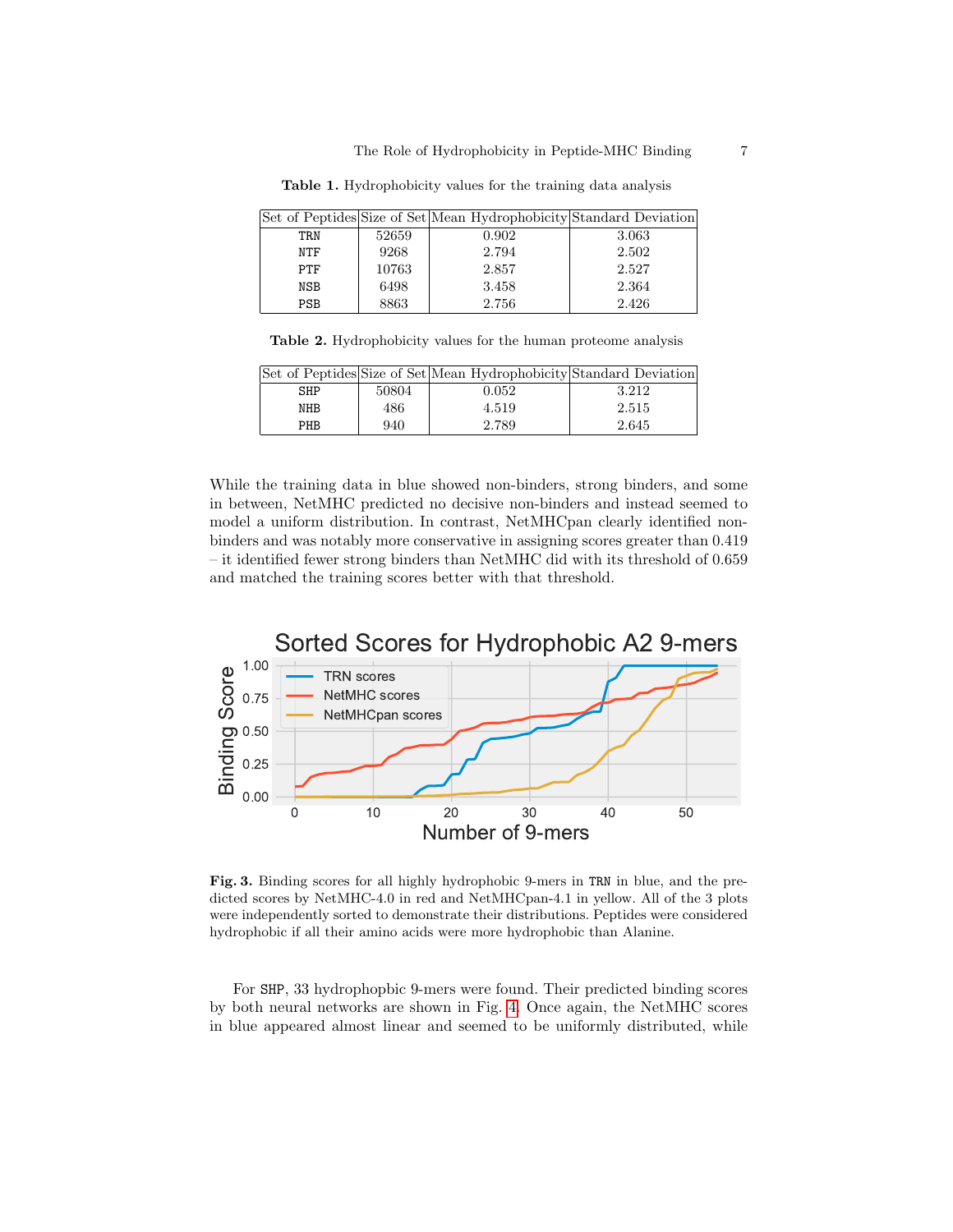**Table 1.** Hydrophobicity values for the training data analysis

| Set of Peptides | Size of Set | Mean Hydrophobicity | Standard Deviation |
|---|---|---|---|
| TRN | 52659 | 0.902 | 3.063 |
| NTF | 9268 | 2.794 | 2.502 |
| PTF | 10763 | 2.857 | 2.527 |
| NSB | 6498 | 3.458 | 2.364 |
| PSB | 8863 | 2.756 | 2.426 |

**Table 2.** Hydrophobicity values for the human proteome analysis

| Set of Peptides | Size of Set | Mean Hydrophobicity | Standard Deviation |
|---|---|---|---|
| SHP | 50804 | 0.052 | 3.212 |
| NHB | 486 | 4.519 | 2.515 |
| PHB | 940 | 2.789 | 2.645 |

While the training data in blue showed non-binders, strong binders, and some in between, NetMHC predicted no decisive non-binders and instead seemed to model a uniform distribution. In contrast, NetMHCpan clearly identified non-binders and was notably more conservative in assigning scores greater than 0.419 – it identified fewer strong binders than NetMHC did with its threshold of 0.659 and matched the training scores better with that threshold.

**Fig. 3.** Binding scores for all highly hydrophobic 9-mers in TRN in blue, and the predicted scores by NetMHC-4.0 in red and NetMHCpan-4.1 in yellow. All of the 3 plots were independently sorted to demonstrate their distributions. Peptides were considered hydrophobic if all their amino acids were more hydrophobic than Alanine.

For SHP, 33 hydrophopbic 9-mers were found. Their predicted binding scores by both neural networks are shown in Fig. 4. Once again, the NetMHC scores in blue appeared almost linear and seemed to be uniformly distributed, while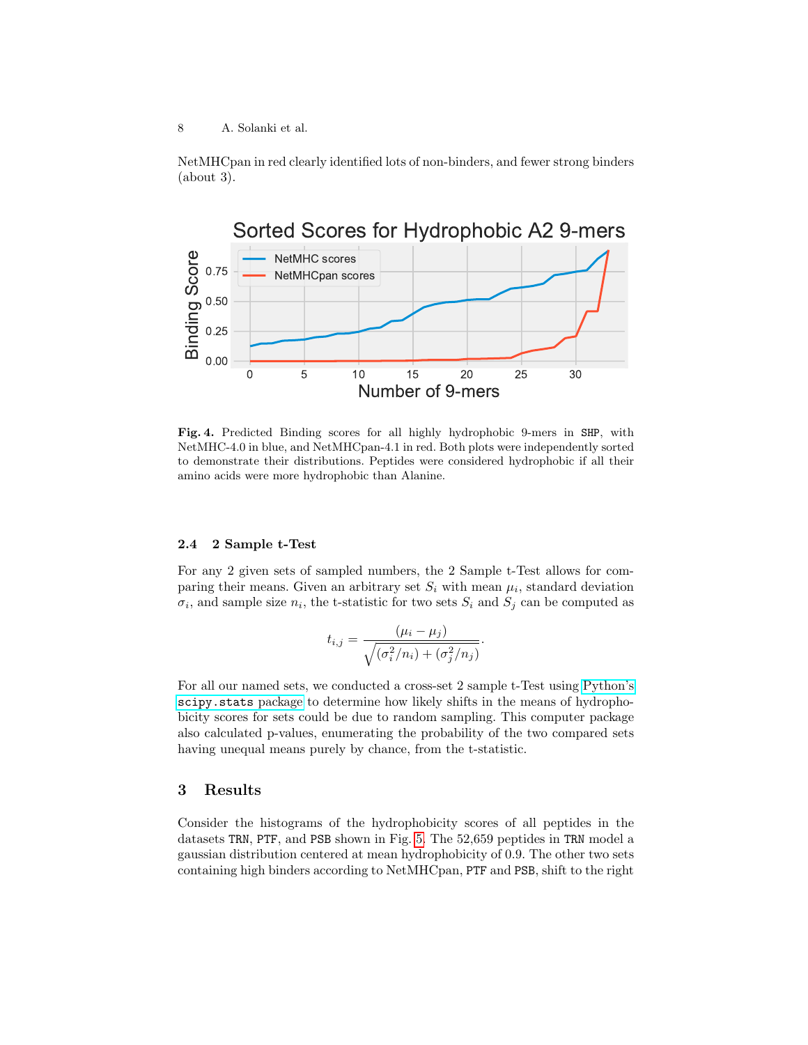NetMHCpan in red clearly identified lots of non-binders, and fewer strong binders (about 3).

**Fig. 4.** Predicted Binding scores for all highly hydrophobic 9-mers in SHP, with NetMHC-4.0 in blue, and NetMHCpan-4.1 in red. Both plots were independently sorted to demonstrate their distributions. Peptides were considered hydrophobic if all their amino acids were more hydrophobic than Alanine.

### 2.4 2 Sample t-Test

For any 2 given sets of sampled numbers, the 2 Sample t-Test allows for comparing their means. Given an arbitrary set $S_i$ with mean $\mu_i$, standard deviation $\sigma_i$, and sample size $n_i$, the t-statistic for two sets $S_i$ and $S_j$ can be computed as

$$t_{i,j} = \frac{(\mu_i - \mu_j)}{\sqrt{(\sigma_i^2/n_i) + (\sigma_j^2/n_j)}}.$$

For all our named sets, we conducted a cross-set 2 sample t-Test using Python's `scipy.stats` package to determine how likely shifts in the means of hydrophobicity scores for sets could be due to random sampling. This computer package also calculated p-values, enumerating the probability of the two compared sets having unequal means purely by chance, from the t-statistic.

## 3 Results

Consider the histograms of the hydrophobicity scores of all peptides in the datasets TRN, PTF, and PSB shown in Fig. 5. The 52,659 peptides in TRN model a gaussian distribution centered at mean hydrophobicity of 0.9. The other two sets containing high binders according to NetMHCpan, PTF and PSB, shift to the right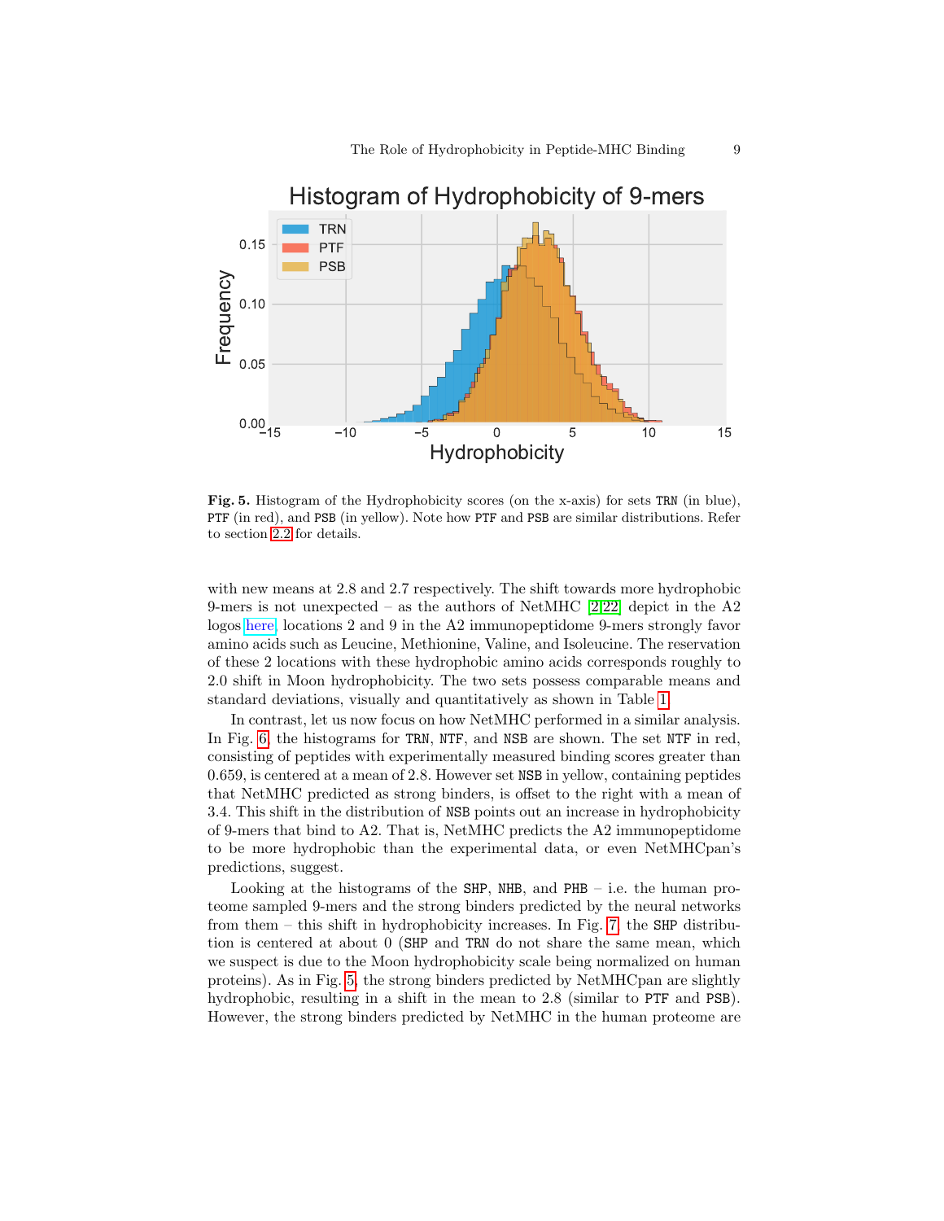**Fig. 5.** Histogram of the Hydrophobicity scores (on the x-axis) for sets `TRN` (in blue), `PTF` (in red), and `PSB` (in yellow). Note how `PTF` and `PSB` are similar distributions. Refer to section 2.2 for details.

with new means at 2.8 and 2.7 respectively. The shift towards more hydrophobic 9-mers is not unexpected – as the authors of NetMHC [2,22] depict in the A2 logos here, locations 2 and 9 in the A2 immunopeptidome 9-mers strongly favor amino acids such as Leucine, Methionine, Valine, and Isoleucine. The reservation of these 2 locations with these hydrophobic amino acids corresponds roughly to 2.0 shift in Moon hydrophobicity. The two sets possess comparable means and standard deviations, visually and quantitatively as shown in Table 1.

In contrast, let us now focus on how NetMHC performed in a similar analysis. In Fig. 6, the histograms for `TRN`, `NTF`, and `NSB` are shown. The set `NTF` in red, consisting of peptides with experimentally measured binding scores greater than 0.659, is centered at a mean of 2.8. However set `NSB` in yellow, containing peptides that NetMHC predicted as strong binders, is offset to the right with a mean of 3.4. This shift in the distribution of `NSB` points out an increase in hydrophobicity of 9-mers that bind to A2. That is, NetMHC predicts the A2 immunopeptidome to be more hydrophobic than the experimental data, or even NetMHCpan's predictions, suggest.

Looking at the histograms of the `SHP`, `NHB`, and `PHB` – i.e. the human proteome sampled 9-mers and the strong binders predicted by the neural networks from them – this shift in hydrophobicity increases. In Fig. 7, the `SHP` distribution is centered at about 0 (`SHP` and `TRN` do not share the same mean, which we suspect is due to the Moon hydrophobicity scale being normalized on human proteins). As in Fig. 5, the strong binders predicted by NetMHCpan are slightly hydrophobic, resulting in a shift in the mean to 2.8 (similar to `PTF` and `PSB`). However, the strong binders predicted by NetMHC in the human proteome are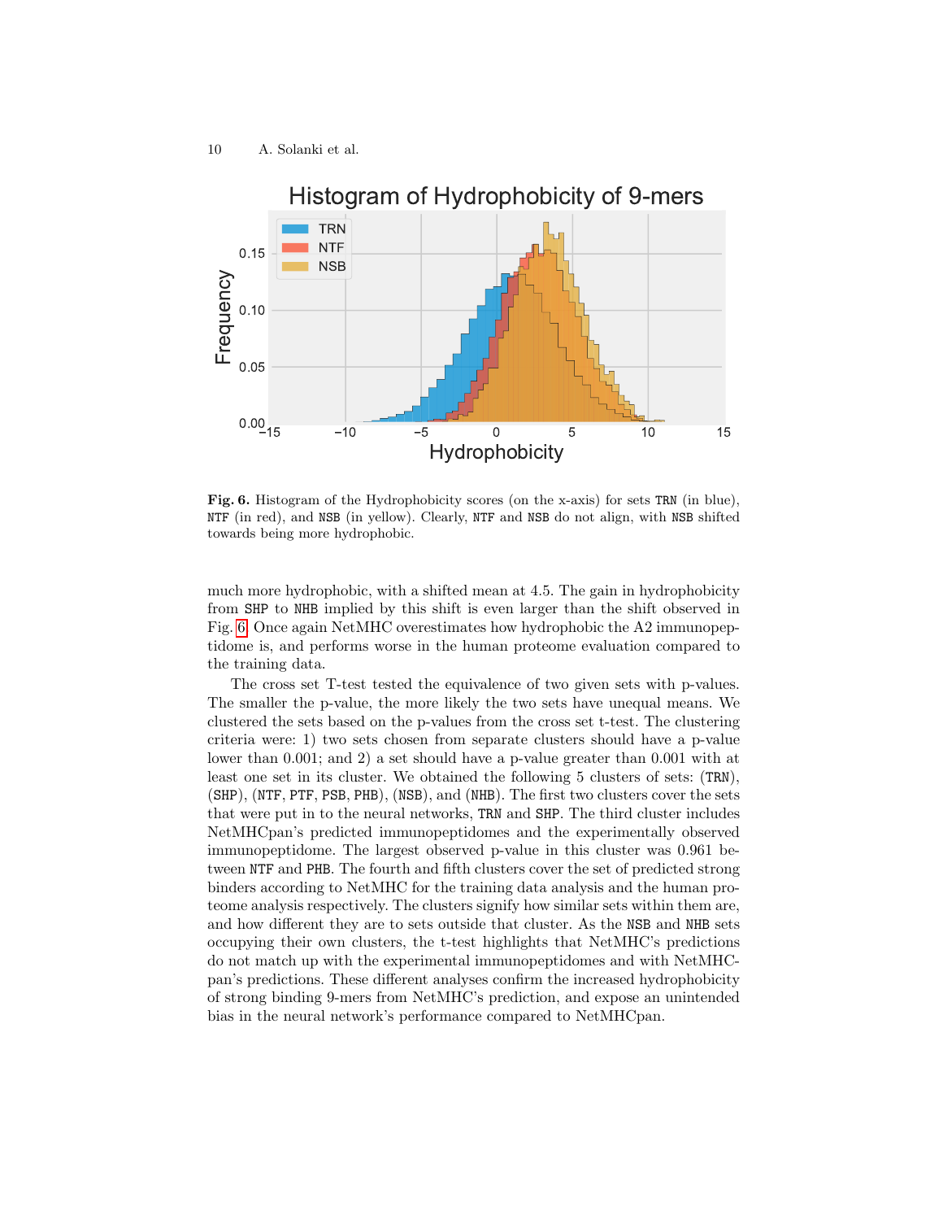**Fig. 6.** Histogram of the Hydrophobicity scores (on the x-axis) for sets `TRN` (in blue), `NTF` (in red), and `NSB` (in yellow). Clearly, `NTF` and `NSB` do not align, with `NSB` shifted towards being more hydrophobic.

much more hydrophobic, with a shifted mean at 4.5. The gain in hydrophobicity from `SHP` to `NHB` implied by this shift is even larger than the shift observed in Fig. 6. Once again NetMHC overestimates how hydrophobic the A2 immunopeptidome is, and performs worse in the human proteome evaluation compared to the training data.

The cross set T-test tested the equivalence of two given sets with p-values. The smaller the p-value, the more likely the two sets have unequal means. We clustered the sets based on the p-values from the cross set t-test. The clustering criteria were: 1) two sets chosen from separate clusters should have a p-value lower than 0.001; and 2) a set should have a p-value greater than 0.001 with at least one set in its cluster. We obtained the following 5 clusters of sets: (`TRN`), (`SHP`), (`NTF`, `PTF`, `PSB`, `PHB`), (`NSB`), and (`NHB`). The first two clusters cover the sets that were put in to the neural networks, `TRN` and `SHP`. The third cluster includes NetMHCpan's predicted immunopeptidomes and the experimentally observed immunopeptidome. The largest observed p-value in this cluster was 0.961 between `NTF` and `PHB`. The fourth and fifth clusters cover the set of predicted strong binders according to NetMHC for the training data analysis and the human proteome analysis respectively. The clusters signify how similar sets within them are, and how different they are to sets outside that cluster. As the `NSB` and `NHB` sets occupying their own clusters, the t-test highlights that NetMHC's predictions do not match up with the experimental immunopeptidomes and with NetMHCpan's predictions. These different analyses confirm the increased hydrophobicity of strong binding 9-mers from NetMHC's prediction, and expose an unintended bias in the neural network's performance compared to NetMHCpan.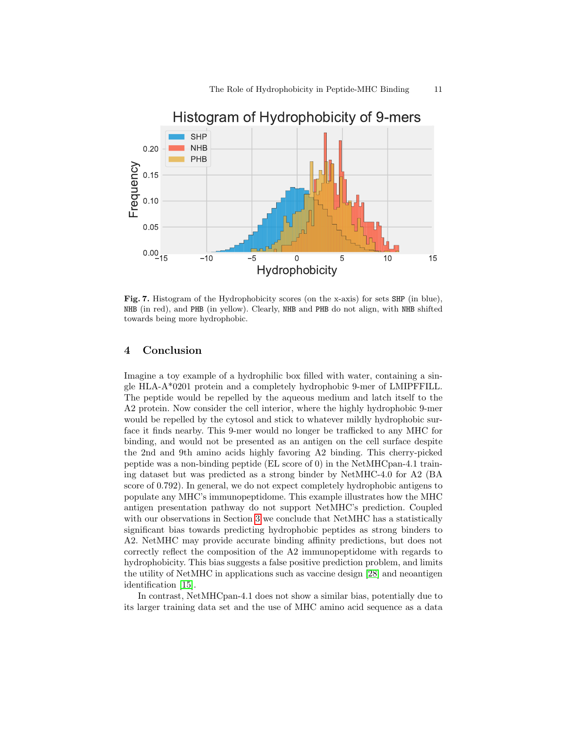**Fig. 7.** Histogram of the Hydrophobicity scores (on the x-axis) for sets SHP (in blue), NHB (in red), and PHB (in yellow). Clearly, NHB and PHB do not align, with NHB shifted towards being more hydrophobic.

## 4 Conclusion

Imagine a toy example of a hydrophilic box filled with water, containing a single HLA-A*0201 protein and a completely hydrophobic 9-mer of LMIPFFILL. The peptide would be repelled by the aqueous medium and latch itself to the A2 protein. Now consider the cell interior, where the highly hydrophobic 9-mer would be repelled by the cytosol and stick to whatever mildly hydrophobic surface it finds nearby. This 9-mer would no longer be trafficked to any MHC for binding, and would not be presented as an antigen on the cell surface despite the 2nd and 9th amino acids highly favoring A2 binding. This cherry-picked peptide was a non-binding peptide (EL score of 0) in the NetMHCpan-4.1 training dataset but was predicted as a strong binder by NetMHC-4.0 for A2 (BA score of 0.792). In general, we do not expect completely hydrophobic antigens to populate any MHC's immunopeptidome. This example illustrates how the MHC antigen presentation pathway do not support NetMHC's prediction. Coupled with our observations in Section 3 we conclude that NetMHC has a statistically significant bias towards predicting hydrophobic peptides as strong binders to A2. NetMHC may provide accurate binding affinity predictions, but does not correctly reflect the composition of the A2 immunopeptidome with regards to hydrophobicity. This bias suggests a false positive prediction problem, and limits the utility of NetMHC in applications such as vaccine design [28] and neoantigen identification [15].

In contrast, NetMHCpan-4.1 does not show a similar bias, potentially due to its larger training data set and the use of MHC amino acid sequence as a data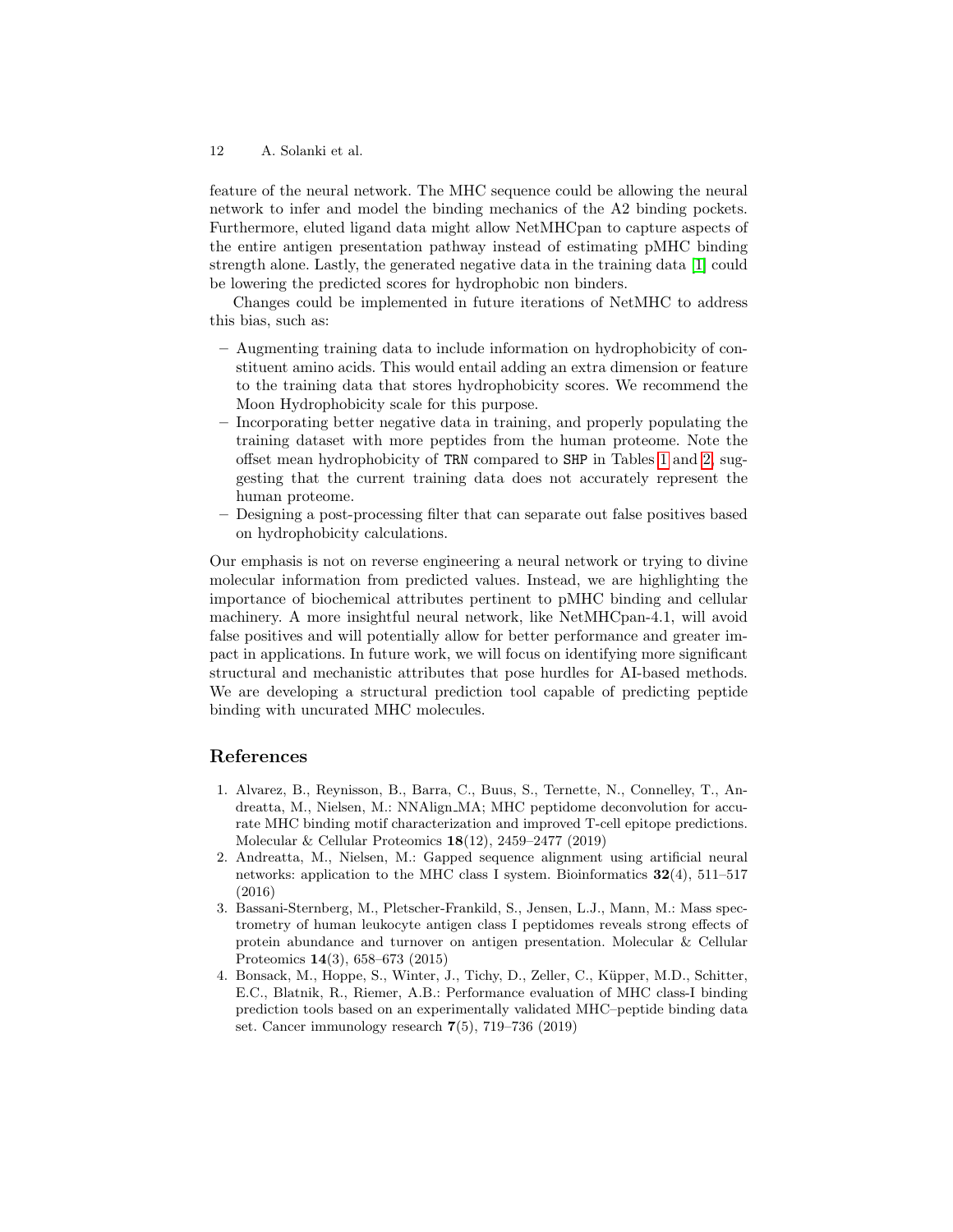feature of the neural network. The MHC sequence could be allowing the neural network to infer and model the binding mechanics of the A2 binding pockets. Furthermore, eluted ligand data might allow NetMHCpan to capture aspects of the entire antigen presentation pathway instead of estimating pMHC binding strength alone. Lastly, the generated negative data in the training data [1] could be lowering the predicted scores for hydrophobic non binders.

Changes could be implemented in future iterations of NetMHC to address this bias, such as:

- Augmenting training data to include information on hydrophobicity of constituent amino acids. This would entail adding an extra dimension or feature to the training data that stores hydrophobicity scores. We recommend the Moon Hydrophobicity scale for this purpose.
- Incorporating better negative data in training, and properly populating the training dataset with more peptides from the human proteome. Note the offset mean hydrophobicity of `TRN` compared to `SHP` in Tables 1 and 2, suggesting that the current training data does not accurately represent the human proteome.
- Designing a post-processing filter that can separate out false positives based on hydrophobicity calculations.

Our emphasis is not on reverse engineering a neural network or trying to divine molecular information from predicted values. Instead, we are highlighting the importance of biochemical attributes pertinent to pMHC binding and cellular machinery. A more insightful neural network, like NetMHCpan-4.1, will avoid false positives and will potentially allow for better performance and greater impact in applications. In future work, we will focus on identifying more significant structural and mechanistic attributes that pose hurdles for AI-based methods. We are developing a structural prediction tool capable of predicting peptide binding with uncurated MHC molecules.

## References

1. Alvarez, B., Reynisson, B., Barra, C., Buus, S., Ternette, N., Connelley, T., Andreatta, M., Nielsen, M.: NNAlign_MA; MHC peptidome deconvolution for accurate MHC binding motif characterization and improved T-cell epitope predictions. Molecular & Cellular Proteomics **18**(12), 2459–2477 (2019)
2. Andreatta, M., Nielsen, M.: Gapped sequence alignment using artificial neural networks: application to the MHC class I system. Bioinformatics **32**(4), 511–517 (2016)
3. Bassani-Sternberg, M., Pletscher-Frankild, S., Jensen, L.J., Mann, M.: Mass spectrometry of human leukocyte antigen class I peptidomes reveals strong effects of protein abundance and turnover on antigen presentation. Molecular & Cellular Proteomics **14**(3), 658–673 (2015)
4. Bonsack, M., Hoppe, S., Winter, J., Tichy, D., Zeller, C., Küpper, M.D., Schitter, E.C., Blatnik, R., Riemer, A.B.: Performance evaluation of MHC class-I binding prediction tools based on an experimentally validated MHC–peptide binding data set. Cancer immunology research **7**(5), 719–736 (2019)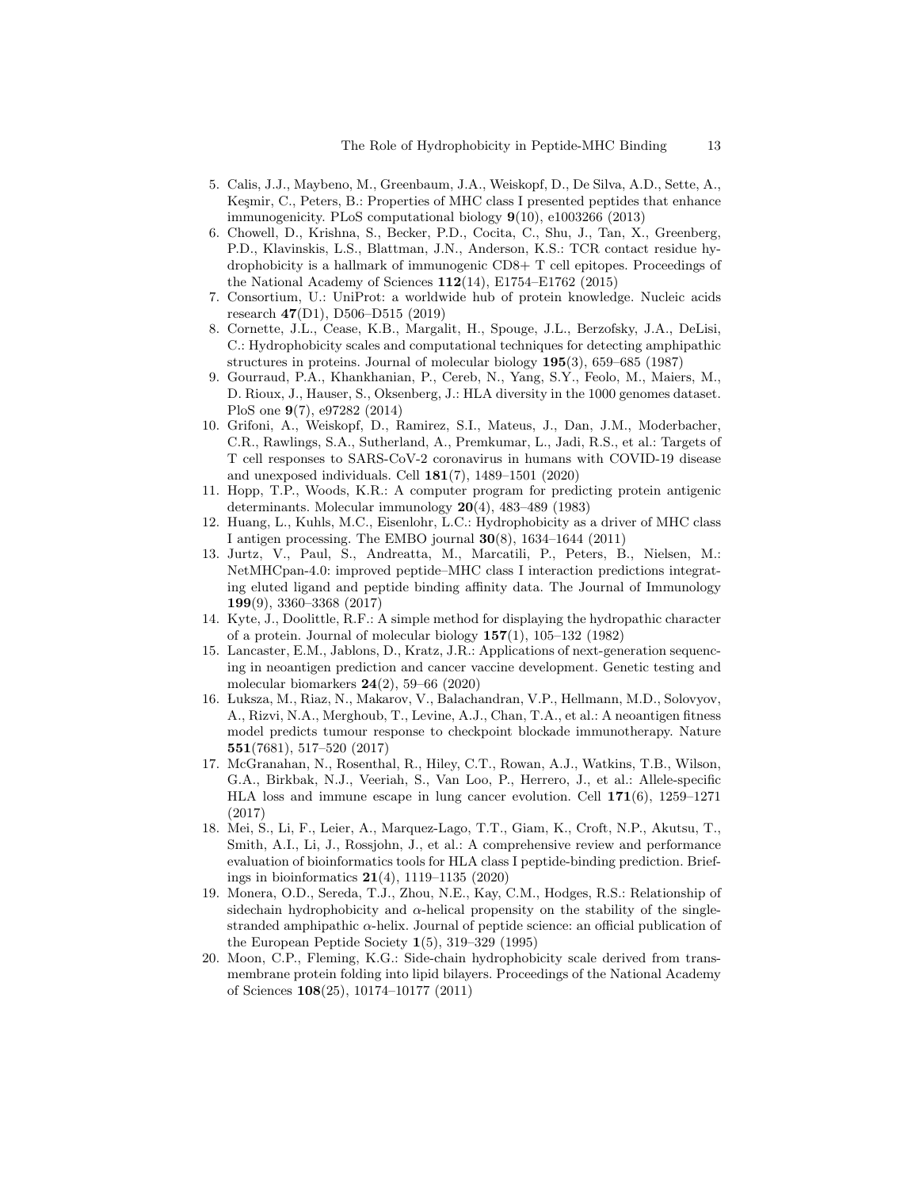5. Calis, J.J., Maybeno, M., Greenbaum, J.A., Weiskopf, D., De Silva, A.D., Sette, A., Keşmir, C., Peters, B.: Properties of MHC class I presented peptides that enhance immunogenicity. PLoS computational biology **9**(10), e1003266 (2013)
6. Chowell, D., Krishna, S., Becker, P.D., Cocita, C., Shu, J., Tan, X., Greenberg, P.D., Klavinskis, L.S., Blattman, J.N., Anderson, K.S.: TCR contact residue hydrophobicity is a hallmark of immunogenic CD8+ T cell epitopes. Proceedings of the National Academy of Sciences **112**(14), E1754–E1762 (2015)
7. Consortium, U.: UniProt: a worldwide hub of protein knowledge. Nucleic acids research **47**(D1), D506–D515 (2019)
8. Cornette, J.L., Cease, K.B., Margalit, H., Spouge, J.L., Berzofsky, J.A., DeLisi, C.: Hydrophobicity scales and computational techniques for detecting amphipathic structures in proteins. Journal of molecular biology **195**(3), 659–685 (1987)
9. Gourraud, P.A., Khankhanian, P., Cereb, N., Yang, S.Y., Feolo, M., Maiers, M., D. Rioux, J., Hauser, S., Oksenberg, J.: HLA diversity in the 1000 genomes dataset. PloS one **9**(7), e97282 (2014)
10. Grifoni, A., Weiskopf, D., Ramirez, S.I., Mateus, J., Dan, J.M., Moderbacher, C.R., Rawlings, S.A., Sutherland, A., Premkumar, L., Jadi, R.S., et al.: Targets of T cell responses to SARS-CoV-2 coronavirus in humans with COVID-19 disease and unexposed individuals. Cell **181**(7), 1489–1501 (2020)
11. Hopp, T.P., Woods, K.R.: A computer program for predicting protein antigenic determinants. Molecular immunology **20**(4), 483–489 (1983)
12. Huang, L., Kuhls, M.C., Eisenlohr, L.C.: Hydrophobicity as a driver of MHC class I antigen processing. The EMBO journal **30**(8), 1634–1644 (2011)
13. Jurtz, V., Paul, S., Andreatta, M., Marcatili, P., Peters, B., Nielsen, M.: NetMHCpan-4.0: improved peptide–MHC class I interaction predictions integrating eluted ligand and peptide binding affinity data. The Journal of Immunology **199**(9), 3360–3368 (2017)
14. Kyte, J., Doolittle, R.F.: A simple method for displaying the hydropathic character of a protein. Journal of molecular biology **157**(1), 105–132 (1982)
15. Lancaster, E.M., Jablons, D., Kratz, J.R.: Applications of next-generation sequencing in neoantigen prediction and cancer vaccine development. Genetic testing and molecular biomarkers **24**(2), 59–66 (2020)
16. Łuksza, M., Riaz, N., Makarov, V., Balachandran, V.P., Hellmann, M.D., Solovyov, A., Rizvi, N.A., Merghoub, T., Levine, A.J., Chan, T.A., et al.: A neoantigen fitness model predicts tumour response to checkpoint blockade immunotherapy. Nature **551**(7681), 517–520 (2017)
17. McGranahan, N., Rosenthal, R., Hiley, C.T., Rowan, A.J., Watkins, T.B., Wilson, G.A., Birkbak, N.J., Veeriah, S., Van Loo, P., Herrero, J., et al.: Allele-specific HLA loss and immune escape in lung cancer evolution. Cell **171**(6), 1259–1271 (2017)
18. Mei, S., Li, F., Leier, A., Marquez-Lago, T.T., Giam, K., Croft, N.P., Akutsu, T., Smith, A.I., Li, J., Rossjohn, J., et al.: A comprehensive review and performance evaluation of bioinformatics tools for HLA class I peptide-binding prediction. Briefings in bioinformatics **21**(4), 1119–1135 (2020)
19. Monera, O.D., Sereda, T.J., Zhou, N.E., Kay, C.M., Hodges, R.S.: Relationship of sidechain hydrophobicity and $\alpha$-helical propensity on the stability of the single-stranded amphipathic $\alpha$-helix. Journal of peptide science: an official publication of the European Peptide Society **1**(5), 319–329 (1995)
20. Moon, C.P., Fleming, K.G.: Side-chain hydrophobicity scale derived from transmembrane protein folding into lipid bilayers. Proceedings of the National Academy of Sciences **108**(25), 10174–10177 (2011)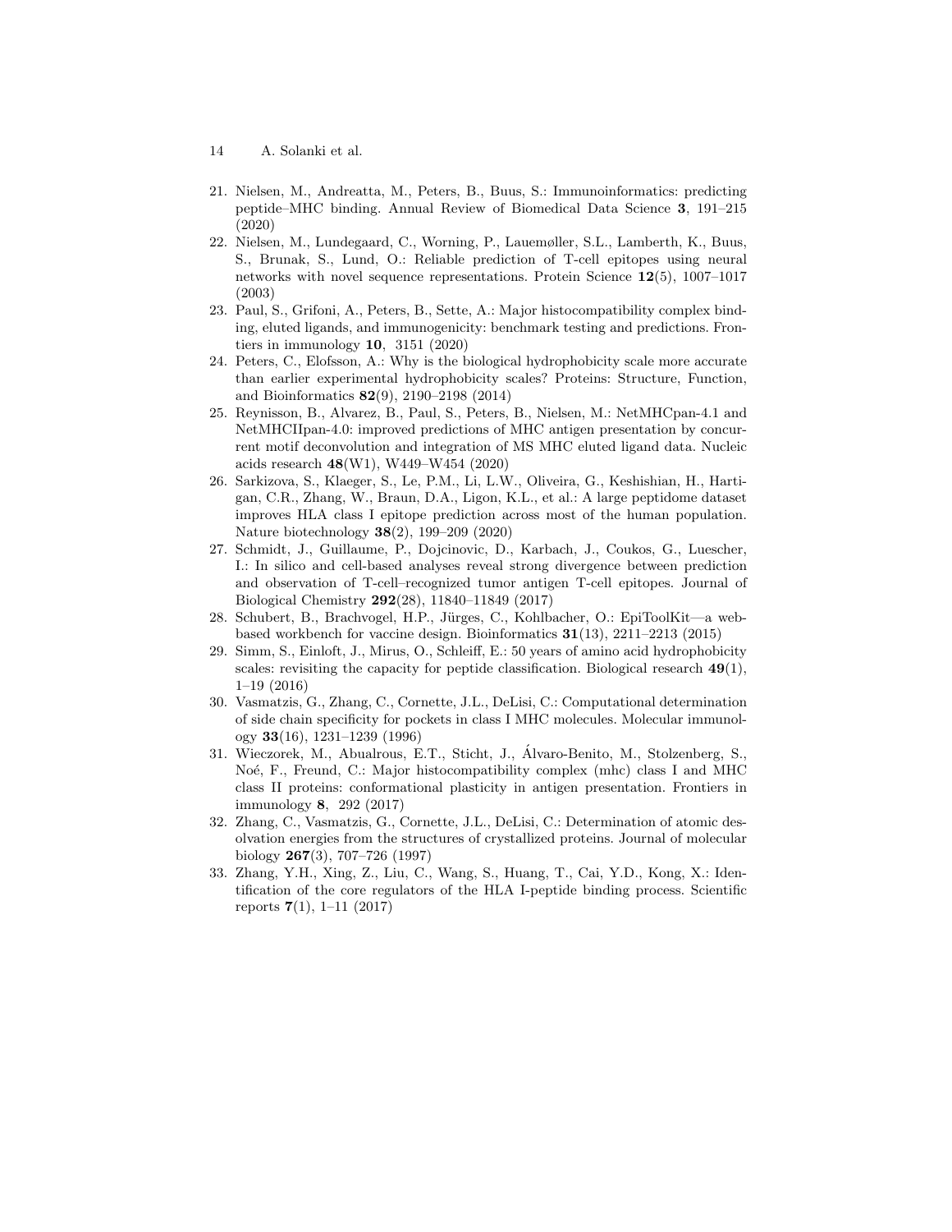21. Nielsen, M., Andreatta, M., Peters, B., Buus, S.: Immunoinformatics: predicting peptide–MHC binding. Annual Review of Biomedical Data Science **3**, 191–215 (2020)
22. Nielsen, M., Lundegaard, C., Worning, P., Lauemøller, S.L., Lamberth, K., Buus, S., Brunak, S., Lund, O.: Reliable prediction of T-cell epitopes using neural networks with novel sequence representations. Protein Science **12**(5), 1007–1017 (2003)
23. Paul, S., Grifoni, A., Peters, B., Sette, A.: Major histocompatibility complex binding, eluted ligands, and immunogenicity: benchmark testing and predictions. Frontiers in immunology **10**, 3151 (2020)
24. Peters, C., Elofsson, A.: Why is the biological hydrophobicity scale more accurate than earlier experimental hydrophobicity scales? Proteins: Structure, Function, and Bioinformatics **82**(9), 2190–2198 (2014)
25. Reynisson, B., Alvarez, B., Paul, S., Peters, B., Nielsen, M.: NetMHCpan-4.1 and NetMHCIIpan-4.0: improved predictions of MHC antigen presentation by concurrent motif deconvolution and integration of MS MHC eluted ligand data. Nucleic acids research **48**(W1), W449–W454 (2020)
26. Sarkizova, S., Klaeger, S., Le, P.M., Li, L.W., Oliveira, G., Keshishian, H., Hartigan, C.R., Zhang, W., Braun, D.A., Ligon, K.L., et al.: A large peptidome dataset improves HLA class I epitope prediction across most of the human population. Nature biotechnology **38**(2), 199–209 (2020)
27. Schmidt, J., Guillaume, P., Dojcinovic, D., Karbach, J., Coukos, G., Luescher, I.: In silico and cell-based analyses reveal strong divergence between prediction and observation of T-cell–recognized tumor antigen T-cell epitopes. Journal of Biological Chemistry **292**(28), 11840–11849 (2017)
28. Schubert, B., Brachvogel, H.P., Jürges, C., Kohlbacher, O.: EpiToolKit—a web-based workbench for vaccine design. Bioinformatics **31**(13), 2211–2213 (2015)
29. Simm, S., Einloft, J., Mirus, O., Schleiff, E.: 50 years of amino acid hydrophobicity scales: revisiting the capacity for peptide classification. Biological research **49**(1), 1–19 (2016)
30. Vasmatzis, G., Zhang, C., Cornette, J.L., DeLisi, C.: Computational determination of side chain specificity for pockets in class I MHC molecules. Molecular immunology **33**(16), 1231–1239 (1996)
31. Wieczorek, M., Abualrous, E.T., Sticht, J., Álvaro-Benito, M., Stolzenberg, S., Noé, F., Freund, C.: Major histocompatibility complex (mhc) class I and MHC class II proteins: conformational plasticity in antigen presentation. Frontiers in immunology **8**, 292 (2017)
32. Zhang, C., Vasmatzis, G., Cornette, J.L., DeLisi, C.: Determination of atomic desolvation energies from the structures of crystallized proteins. Journal of molecular biology **267**(3), 707–726 (1997)
33. Zhang, Y.H., Xing, Z., Liu, C., Wang, S., Huang, T., Cai, Y.D., Kong, X.: Identification of the core regulators of the HLA I-peptide binding process. Scientific reports **7**(1), 1–11 (2017)